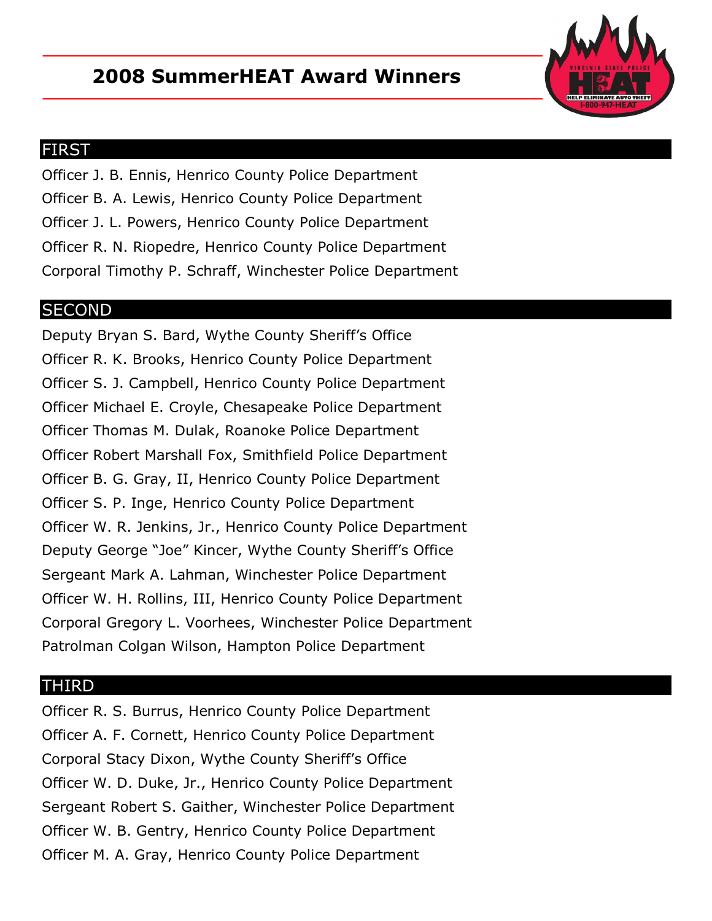# 2008 SummerHEAT Award Winners

## FIRST

Officer J. B. Ennis, Henrico County Police Department
Officer B. A. Lewis, Henrico County Police Department
Officer J. L. Powers, Henrico County Police Department
Officer R. N. Riopedre, Henrico County Police Department
Corporal Timothy P. Schraff, Winchester Police Department

## SECOND

Deputy Bryan S. Bard, Wythe County Sheriff's Office
Officer R. K. Brooks, Henrico County Police Department
Officer S. J. Campbell, Henrico County Police Department
Officer Michael E. Croyle, Chesapeake Police Department
Officer Thomas M. Dulak, Roanoke Police Department
Officer Robert Marshall Fox, Smithfield Police Department
Officer B. G. Gray, II, Henrico County Police Department
Officer S. P. Inge, Henrico County Police Department
Officer W. R. Jenkins, Jr., Henrico County Police Department
Deputy George "Joe" Kincer, Wythe County Sheriff's Office
Sergeant Mark A. Lahman, Winchester Police Department
Officer W. H. Rollins, III, Henrico County Police Department
Corporal Gregory L. Voorhees, Winchester Police Department
Patrolman Colgan Wilson, Hampton Police Department

## THIRD

Officer R. S. Burrus, Henrico County Police Department
Officer A. F. Cornett, Henrico County Police Department
Corporal Stacy Dixon, Wythe County Sheriff's Office
Officer W. D. Duke, Jr., Henrico County Police Department
Sergeant Robert S. Gaither, Winchester Police Department
Officer W. B. Gentry, Henrico County Police Department
Officer M. A. Gray, Henrico County Police Department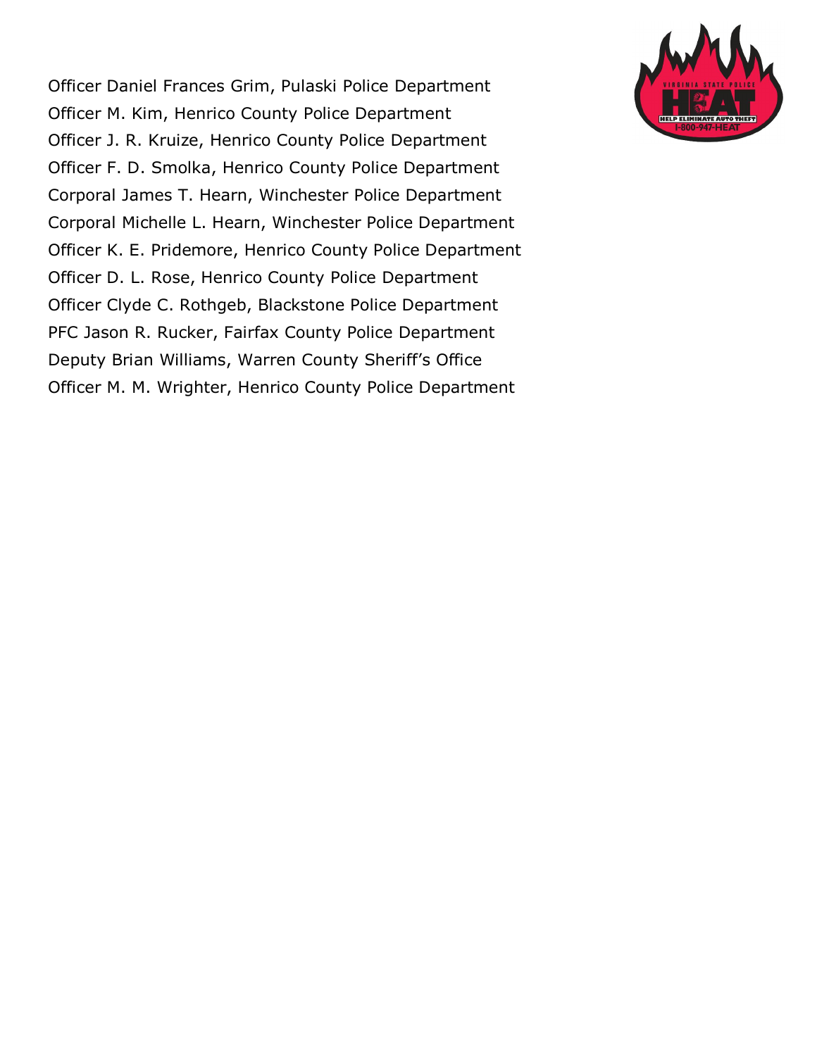Officer Daniel Frances Grim, Pulaski Police Department
Officer M. Kim, Henrico County Police Department
Officer J. R. Kruize, Henrico County Police Department
Officer F. D. Smolka, Henrico County Police Department
Corporal James T. Hearn, Winchester Police Department
Corporal Michelle L. Hearn, Winchester Police Department
Officer K. E. Pridemore, Henrico County Police Department
Officer D. L. Rose, Henrico County Police Department
Officer Clyde C. Rothgeb, Blackstone Police Department
PFC Jason R. Rucker, Fairfax County Police Department
Deputy Brian Williams, Warren County Sheriff's Office
Officer M. M. Wrighter, Henrico County Police Department